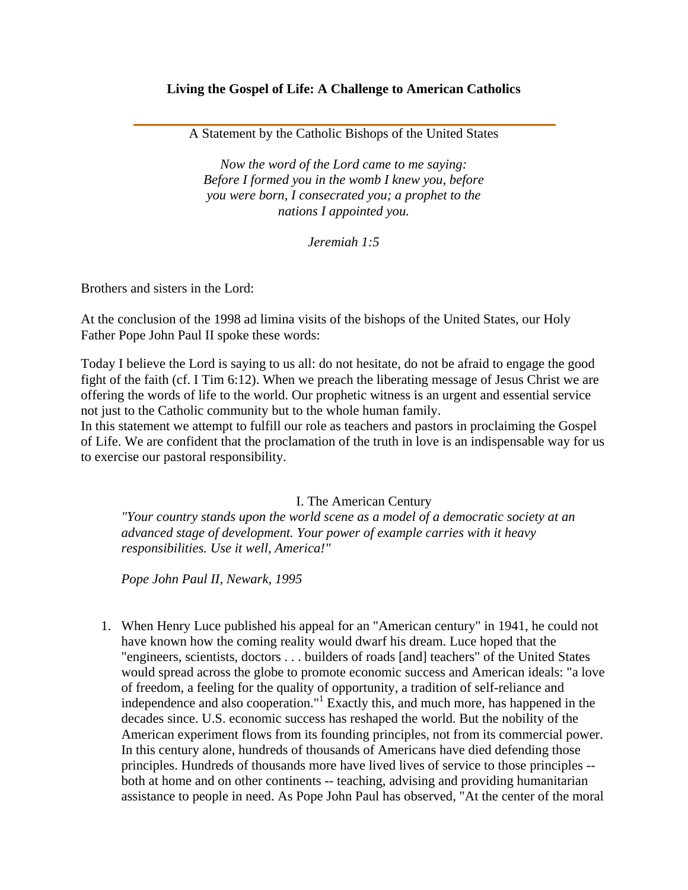# Living the Gospel of Life: A Challenge to American Catholics

A Statement by the Catholic Bishops of the United States

*Now the word of the Lord came to me saying:*
*Before I formed you in the womb I knew you, before you were born, I consecrated you; a prophet to the nations I appointed you.*

*Jeremiah 1:5*

Brothers and sisters in the Lord:

At the conclusion of the 1998 ad limina visits of the bishops of the United States, our Holy Father Pope John Paul II spoke these words:

Today I believe the Lord is saying to us all: do not hesitate, do not be afraid to engage the good fight of the faith (cf. I Tim 6:12). When we preach the liberating message of Jesus Christ we are offering the words of life to the world. Our prophetic witness is an urgent and essential service not just to the Catholic community but to the whole human family.

In this statement we attempt to fulfill our role as teachers and pastors in proclaiming the Gospel of Life. We are confident that the proclamation of the truth in love is an indispensable way for us to exercise our pastoral responsibility.

## I. The American Century

*"Your country stands upon the world scene as a model of a democratic society at an advanced stage of development. Your power of example carries with it heavy responsibilities. Use it well, America!"*

*Pope John Paul II, Newark, 1995*

1. When Henry Luce published his appeal for an "American century" in 1941, he could not have known how the coming reality would dwarf his dream. Luce hoped that the "engineers, scientists, doctors . . . builders of roads [and] teachers" of the United States would spread across the globe to promote economic success and American ideals: "a love of freedom, a feeling for the quality of opportunity, a tradition of self-reliance and independence and also cooperation."[1] Exactly this, and much more, has happened in the decades since. U.S. economic success has reshaped the world. But the nobility of the American experiment flows from its founding principles, not from its commercial power. In this century alone, hundreds of thousands of Americans have died defending those principles. Hundreds of thousands more have lived lives of service to those principles -- both at home and on other continents -- teaching, advising and providing humanitarian assistance to people in need. As Pope John Paul has observed, "At the center of the moral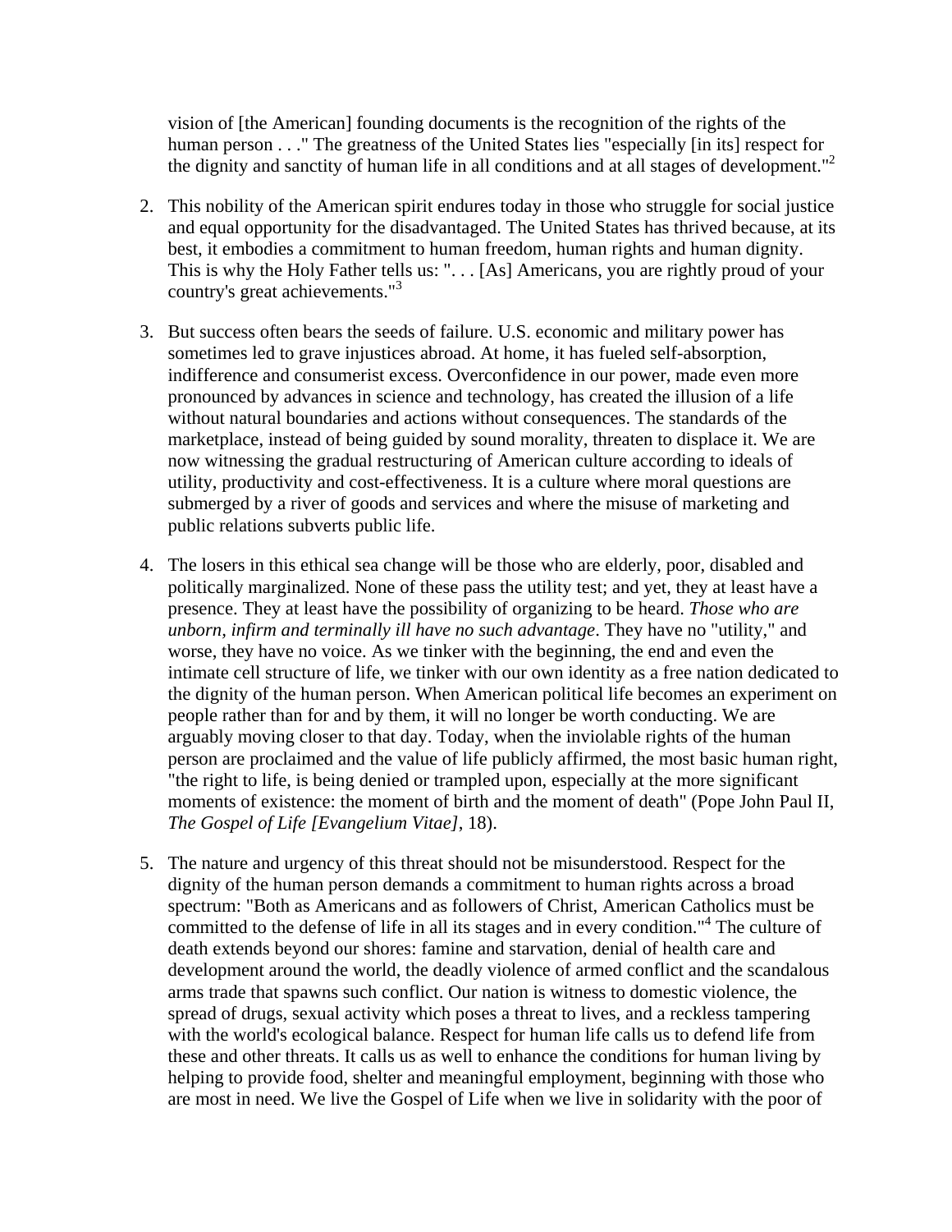vision of [the American] founding documents is the recognition of the rights of the human person . . ." The greatness of the United States lies "especially [in its] respect for the dignity and sanctity of human life in all conditions and at all stages of development."[2]

2. This nobility of the American spirit endures today in those who struggle for social justice and equal opportunity for the disadvantaged. The United States has thrived because, at its best, it embodies a commitment to human freedom, human rights and human dignity. This is why the Holy Father tells us: ". . . [As] Americans, you are rightly proud of your country's great achievements."[3]

3. But success often bears the seeds of failure. U.S. economic and military power has sometimes led to grave injustices abroad. At home, it has fueled self-absorption, indifference and consumerist excess. Overconfidence in our power, made even more pronounced by advances in science and technology, has created the illusion of a life without natural boundaries and actions without consequences. The standards of the marketplace, instead of being guided by sound morality, threaten to displace it. We are now witnessing the gradual restructuring of American culture according to ideals of utility, productivity and cost-effectiveness. It is a culture where moral questions are submerged by a river of goods and services and where the misuse of marketing and public relations subverts public life.

4. The losers in this ethical sea change will be those who are elderly, poor, disabled and politically marginalized. None of these pass the utility test; and yet, they at least have a presence. They at least have the possibility of organizing to be heard. *Those who are unborn, infirm and terminally ill have no such advantage*. They have no "utility," and worse, they have no voice. As we tinker with the beginning, the end and even the intimate cell structure of life, we tinker with our own identity as a free nation dedicated to the dignity of the human person. When American political life becomes an experiment on people rather than for and by them, it will no longer be worth conducting. We are arguably moving closer to that day. Today, when the inviolable rights of the human person are proclaimed and the value of life publicly affirmed, the most basic human right, "the right to life, is being denied or trampled upon, especially at the more significant moments of existence: the moment of birth and the moment of death" (Pope John Paul II, *The Gospel of Life [Evangelium Vitae]*, 18).

5. The nature and urgency of this threat should not be misunderstood. Respect for the dignity of the human person demands a commitment to human rights across a broad spectrum: "Both as Americans and as followers of Christ, American Catholics must be committed to the defense of life in all its stages and in every condition."[4] The culture of death extends beyond our shores: famine and starvation, denial of health care and development around the world, the deadly violence of armed conflict and the scandalous arms trade that spawns such conflict. Our nation is witness to domestic violence, the spread of drugs, sexual activity which poses a threat to lives, and a reckless tampering with the world's ecological balance. Respect for human life calls us to defend life from these and other threats. It calls us as well to enhance the conditions for human living by helping to provide food, shelter and meaningful employment, beginning with those who are most in need. We live the Gospel of Life when we live in solidarity with the poor of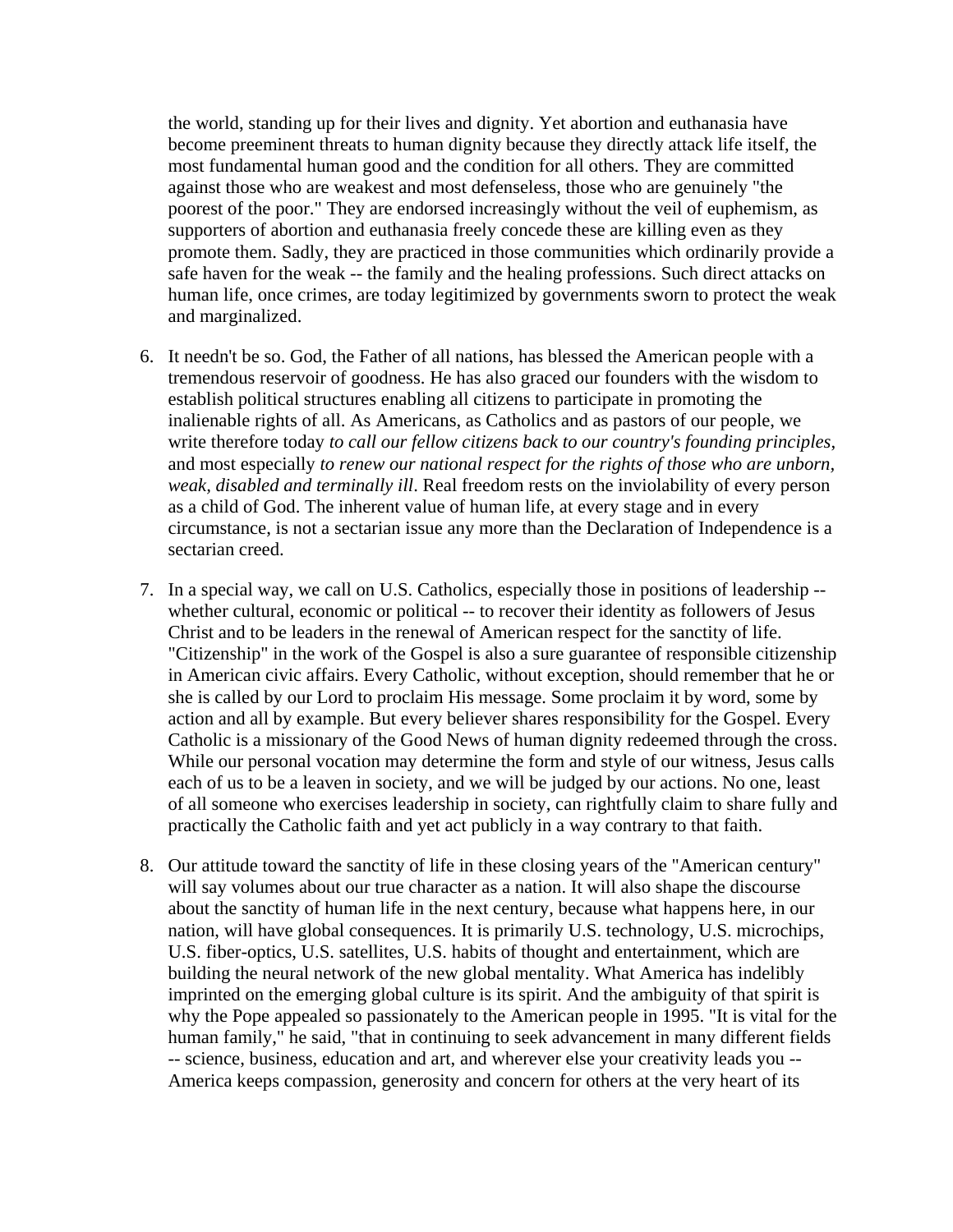the world, standing up for their lives and dignity. Yet abortion and euthanasia have become preeminent threats to human dignity because they directly attack life itself, the most fundamental human good and the condition for all others. They are committed against those who are weakest and most defenseless, those who are genuinely "the poorest of the poor." They are endorsed increasingly without the veil of euphemism, as supporters of abortion and euthanasia freely concede these are killing even as they promote them. Sadly, they are practiced in those communities which ordinarily provide a safe haven for the weak -- the family and the healing professions. Such direct attacks on human life, once crimes, are today legitimized by governments sworn to protect the weak and marginalized.

6. It needn't be so. God, the Father of all nations, has blessed the American people with a tremendous reservoir of goodness. He has also graced our founders with the wisdom to establish political structures enabling all citizens to participate in promoting the inalienable rights of all. As Americans, as Catholics and as pastors of our people, we write therefore today *to call our fellow citizens back to our country's founding principles*, and most especially *to renew our national respect for the rights of those who are unborn, weak, disabled and terminally ill*. Real freedom rests on the inviolability of every person as a child of God. The inherent value of human life, at every stage and in every circumstance, is not a sectarian issue any more than the Declaration of Independence is a sectarian creed.

7. In a special way, we call on U.S. Catholics, especially those in positions of leadership -- whether cultural, economic or political -- to recover their identity as followers of Jesus Christ and to be leaders in the renewal of American respect for the sanctity of life. "Citizenship" in the work of the Gospel is also a sure guarantee of responsible citizenship in American civic affairs. Every Catholic, without exception, should remember that he or she is called by our Lord to proclaim His message. Some proclaim it by word, some by action and all by example. But every believer shares responsibility for the Gospel. Every Catholic is a missionary of the Good News of human dignity redeemed through the cross. While our personal vocation may determine the form and style of our witness, Jesus calls each of us to be a leaven in society, and we will be judged by our actions. No one, least of all someone who exercises leadership in society, can rightfully claim to share fully and practically the Catholic faith and yet act publicly in a way contrary to that faith.

8. Our attitude toward the sanctity of life in these closing years of the "American century" will say volumes about our true character as a nation. It will also shape the discourse about the sanctity of human life in the next century, because what happens here, in our nation, will have global consequences. It is primarily U.S. technology, U.S. microchips, U.S. fiber-optics, U.S. satellites, U.S. habits of thought and entertainment, which are building the neural network of the new global mentality. What America has indelibly imprinted on the emerging global culture is its spirit. And the ambiguity of that spirit is why the Pope appealed so passionately to the American people in 1995. "It is vital for the human family," he said, "that in continuing to seek advancement in many different fields -- science, business, education and art, and wherever else your creativity leads you -- America keeps compassion, generosity and concern for others at the very heart of its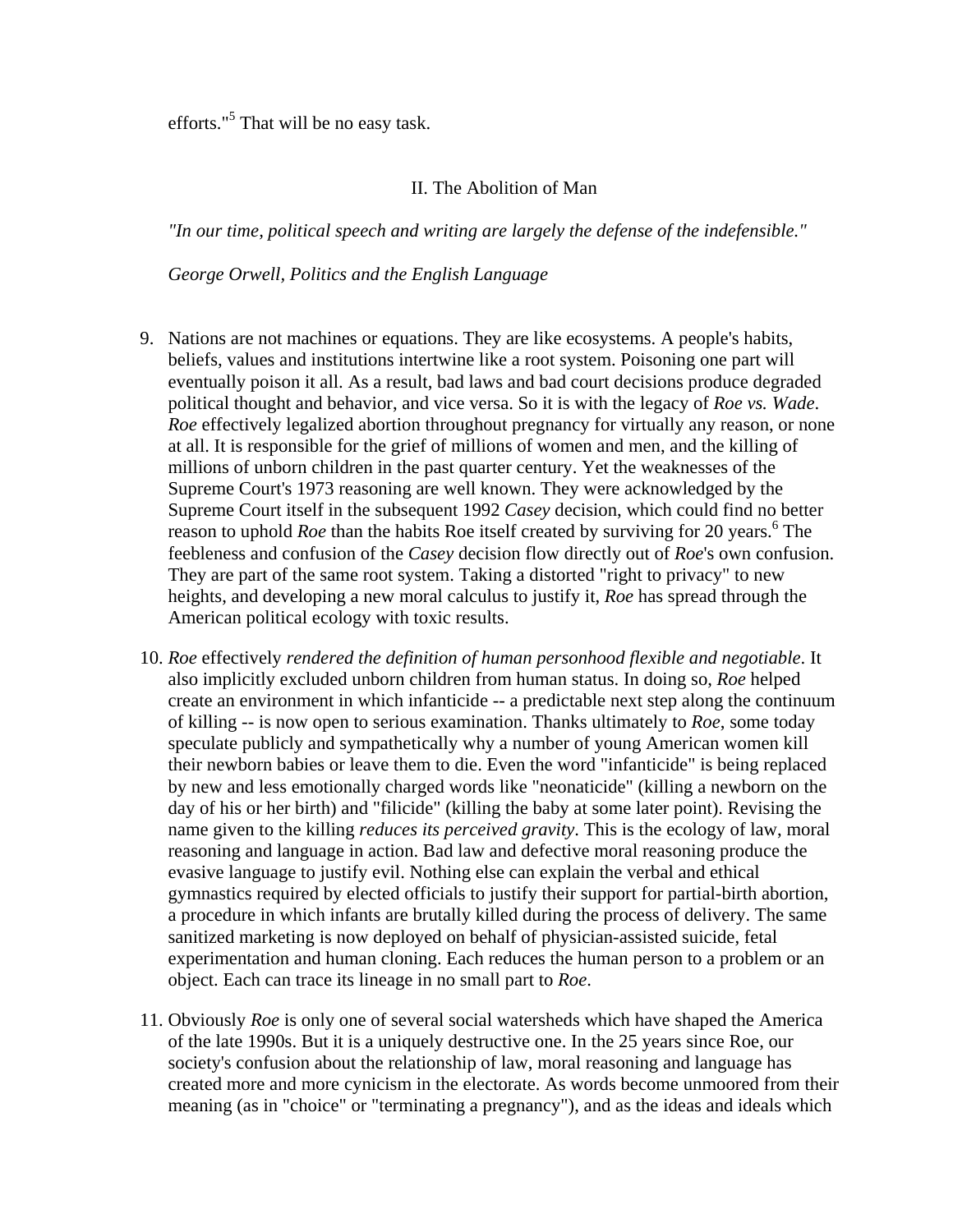efforts."[5] That will be no easy task.

## II. The Abolition of Man

*"In our time, political speech and writing are largely the defense of the indefensible."*

*George Orwell, Politics and the English Language*

9. Nations are not machines or equations. They are like ecosystems. A people's habits, beliefs, values and institutions intertwine like a root system. Poisoning one part will eventually poison it all. As a result, bad laws and bad court decisions produce degraded political thought and behavior, and vice versa. So it is with the legacy of *Roe vs. Wade*. *Roe* effectively legalized abortion throughout pregnancy for virtually any reason, or none at all. It is responsible for the grief of millions of women and men, and the killing of millions of unborn children in the past quarter century. Yet the weaknesses of the Supreme Court's 1973 reasoning are well known. They were acknowledged by the Supreme Court itself in the subsequent 1992 *Casey* decision, which could find no better reason to uphold *Roe* than the habits Roe itself created by surviving for 20 years.[6] The feebleness and confusion of the *Casey* decision flow directly out of *Roe*'s own confusion. They are part of the same root system. Taking a distorted "right to privacy" to new heights, and developing a new moral calculus to justify it, *Roe* has spread through the American political ecology with toxic results.

10. *Roe* effectively *rendered the definition of human personhood flexible and negotiable*. It also implicitly excluded unborn children from human status. In doing so, *Roe* helped create an environment in which infanticide -- a predictable next step along the continuum of killing -- is now open to serious examination. Thanks ultimately to *Roe*, some today speculate publicly and sympathetically why a number of young American women kill their newborn babies or leave them to die. Even the word "infanticide" is being replaced by new and less emotionally charged words like "neonaticide" (killing a newborn on the day of his or her birth) and "filicide" (killing the baby at some later point). Revising the name given to the killing *reduces its perceived gravity*. This is the ecology of law, moral reasoning and language in action. Bad law and defective moral reasoning produce the evasive language to justify evil. Nothing else can explain the verbal and ethical gymnastics required by elected officials to justify their support for partial-birth abortion, a procedure in which infants are brutally killed during the process of delivery. The same sanitized marketing is now deployed on behalf of physician-assisted suicide, fetal experimentation and human cloning. Each reduces the human person to a problem or an object. Each can trace its lineage in no small part to *Roe*.

11. Obviously *Roe* is only one of several social watersheds which have shaped the America of the late 1990s. But it is a uniquely destructive one. In the 25 years since Roe, our society's confusion about the relationship of law, moral reasoning and language has created more and more cynicism in the electorate. As words become unmoored from their meaning (as in "choice" or "terminating a pregnancy"), and as the ideas and ideals which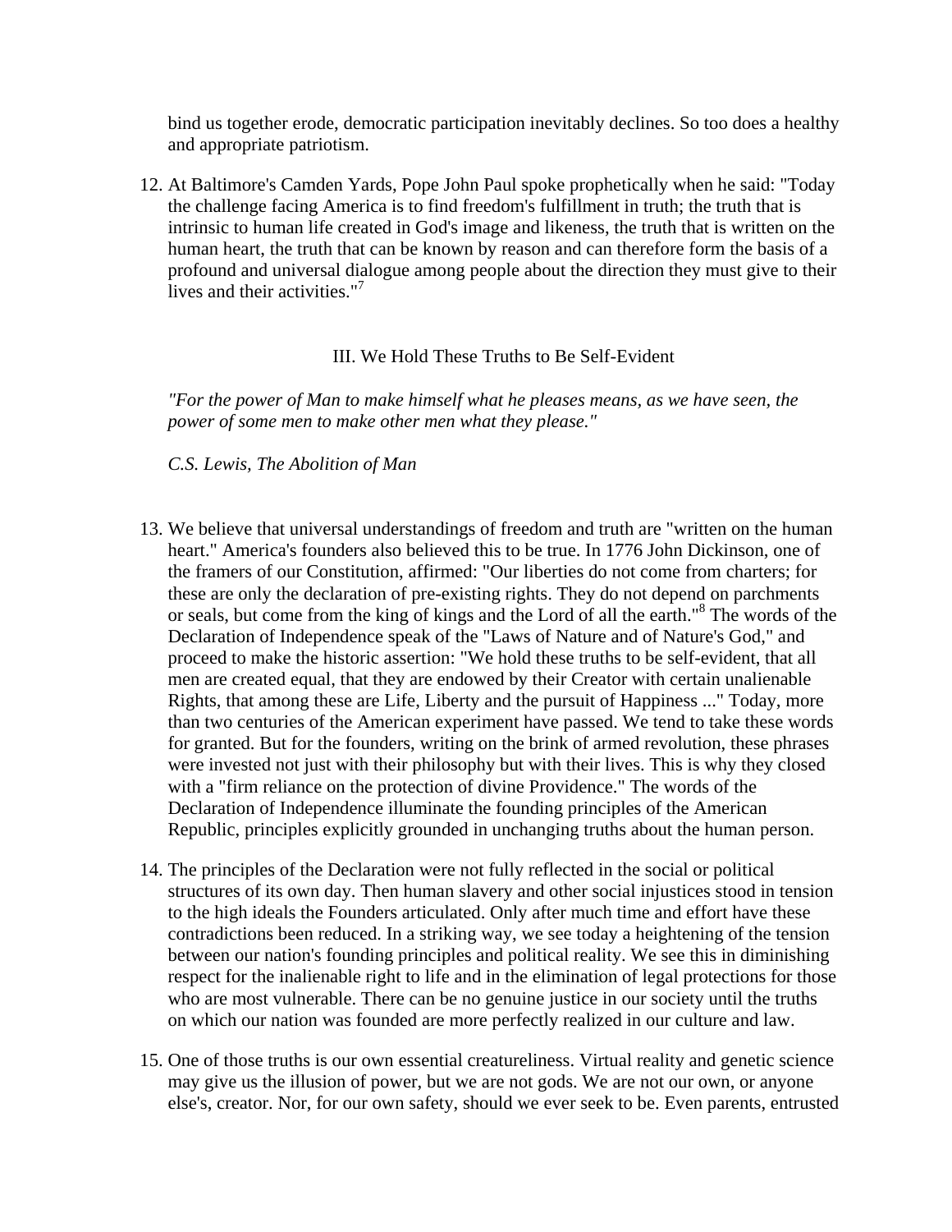bind us together erode, democratic participation inevitably declines. So too does a healthy and appropriate patriotism.

12. At Baltimore's Camden Yards, Pope John Paul spoke prophetically when he said: "Today the challenge facing America is to find freedom's fulfillment in truth; the truth that is intrinsic to human life created in God's image and likeness, the truth that is written on the human heart, the truth that can be known by reason and can therefore form the basis of a profound and universal dialogue among people about the direction they must give to their lives and their activities."[7]

## III. We Hold These Truths to Be Self-Evident

*"For the power of Man to make himself what he pleases means, as we have seen, the power of some men to make other men what they please."*

*C.S. Lewis, The Abolition of Man*

13. We believe that universal understandings of freedom and truth are "written on the human heart." America's founders also believed this to be true. In 1776 John Dickinson, one of the framers of our Constitution, affirmed: "Our liberties do not come from charters; for these are only the declaration of pre-existing rights. They do not depend on parchments or seals, but come from the king of kings and the Lord of all the earth."[8] The words of the Declaration of Independence speak of the "Laws of Nature and of Nature's God," and proceed to make the historic assertion: "We hold these truths to be self-evident, that all men are created equal, that they are endowed by their Creator with certain unalienable Rights, that among these are Life, Liberty and the pursuit of Happiness ..." Today, more than two centuries of the American experiment have passed. We tend to take these words for granted. But for the founders, writing on the brink of armed revolution, these phrases were invested not just with their philosophy but with their lives. This is why they closed with a "firm reliance on the protection of divine Providence." The words of the Declaration of Independence illuminate the founding principles of the American Republic, principles explicitly grounded in unchanging truths about the human person.

14. The principles of the Declaration were not fully reflected in the social or political structures of its own day. Then human slavery and other social injustices stood in tension to the high ideals the Founders articulated. Only after much time and effort have these contradictions been reduced. In a striking way, we see today a heightening of the tension between our nation's founding principles and political reality. We see this in diminishing respect for the inalienable right to life and in the elimination of legal protections for those who are most vulnerable. There can be no genuine justice in our society until the truths on which our nation was founded are more perfectly realized in our culture and law.

15. One of those truths is our own essential creatureliness. Virtual reality and genetic science may give us the illusion of power, but we are not gods. We are not our own, or anyone else's, creator. Nor, for our own safety, should we ever seek to be. Even parents, entrusted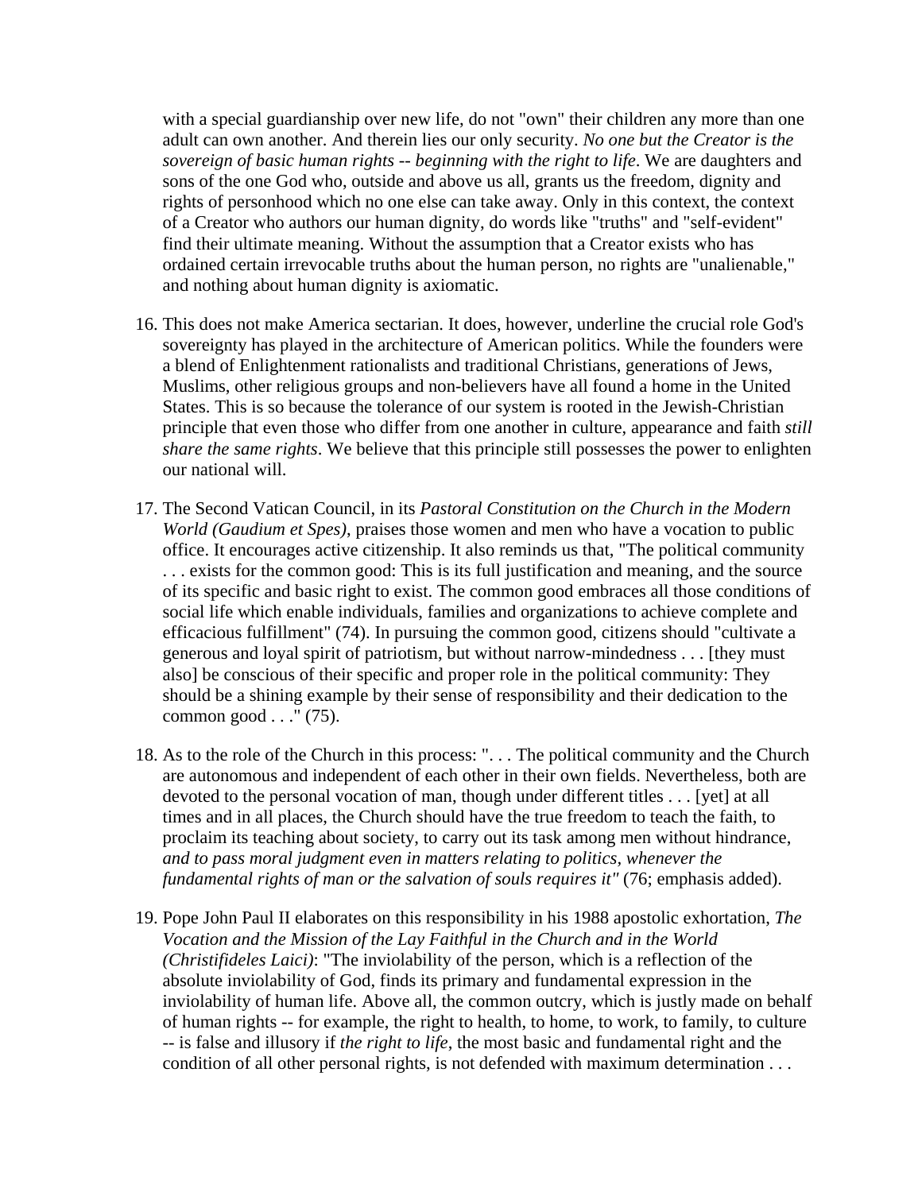with a special guardianship over new life, do not "own" their children any more than one adult can own another. And therein lies our only security. *No one but the Creator is the sovereign of basic human rights -- beginning with the right to life*. We are daughters and sons of the one God who, outside and above us all, grants us the freedom, dignity and rights of personhood which no one else can take away. Only in this context, the context of a Creator who authors our human dignity, do words like "truths" and "self-evident" find their ultimate meaning. Without the assumption that a Creator exists who has ordained certain irrevocable truths about the human person, no rights are "unalienable," and nothing about human dignity is axiomatic.

16. This does not make America sectarian. It does, however, underline the crucial role God's sovereignty has played in the architecture of American politics. While the founders were a blend of Enlightenment rationalists and traditional Christians, generations of Jews, Muslims, other religious groups and non-believers have all found a home in the United States. This is so because the tolerance of our system is rooted in the Jewish-Christian principle that even those who differ from one another in culture, appearance and faith *still share the same rights*. We believe that this principle still possesses the power to enlighten our national will.

17. The Second Vatican Council, in its *Pastoral Constitution on the Church in the Modern World (Gaudium et Spes)*, praises those women and men who have a vocation to public office. It encourages active citizenship. It also reminds us that, "The political community . . . exists for the common good: This is its full justification and meaning, and the source of its specific and basic right to exist. The common good embraces all those conditions of social life which enable individuals, families and organizations to achieve complete and efficacious fulfillment" (74). In pursuing the common good, citizens should "cultivate a generous and loyal spirit of patriotism, but without narrow-mindedness . . . [they must also] be conscious of their specific and proper role in the political community: They should be a shining example by their sense of responsibility and their dedication to the common good . . ." (75).

18. As to the role of the Church in this process: ". . . The political community and the Church are autonomous and independent of each other in their own fields. Nevertheless, both are devoted to the personal vocation of man, though under different titles . . . [yet] at all times and in all places, the Church should have the true freedom to teach the faith, to proclaim its teaching about society, to carry out its task among men without hindrance, *and to pass moral judgment even in matters relating to politics, whenever the fundamental rights of man or the salvation of souls requires it"* (76; emphasis added).

19. Pope John Paul II elaborates on this responsibility in his 1988 apostolic exhortation, *The Vocation and the Mission of the Lay Faithful in the Church and in the World (Christifideles Laici)*: "The inviolability of the person, which is a reflection of the absolute inviolability of God, finds its primary and fundamental expression in the inviolability of human life. Above all, the common outcry, which is justly made on behalf of human rights -- for example, the right to health, to home, to work, to family, to culture -- is false and illusory if *the right to life*, the most basic and fundamental right and the condition of all other personal rights, is not defended with maximum determination . . .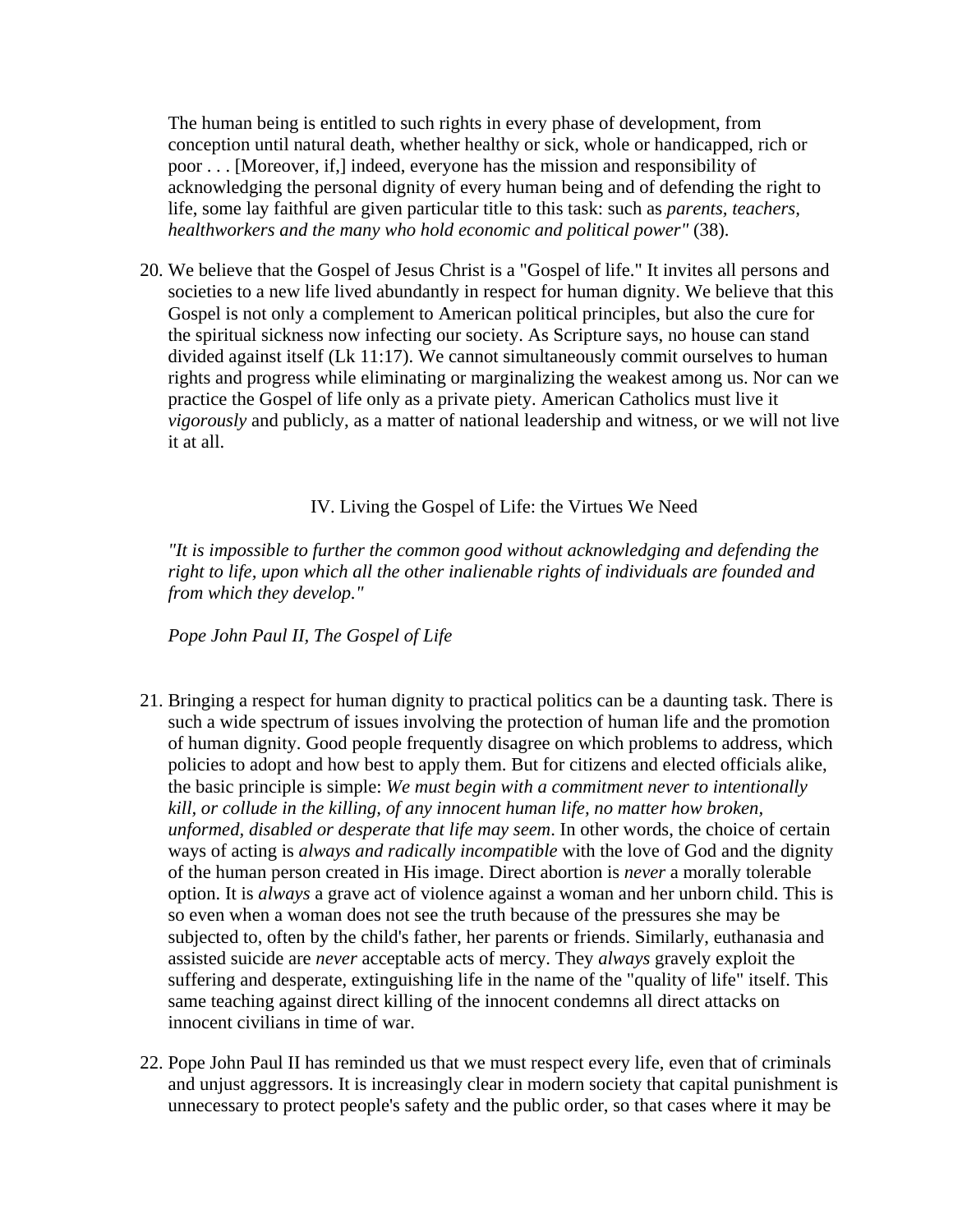The human being is entitled to such rights in every phase of development, from conception until natural death, whether healthy or sick, whole or handicapped, rich or poor . . . [Moreover, if,] indeed, everyone has the mission and responsibility of acknowledging the personal dignity of every human being and of defending the right to life, some lay faithful are given particular title to this task: such as *parents, teachers, healthworkers and the many who hold economic and political power"* (38).

20. We believe that the Gospel of Jesus Christ is a "Gospel of life." It invites all persons and societies to a new life lived abundantly in respect for human dignity. We believe that this Gospel is not only a complement to American political principles, but also the cure for the spiritual sickness now infecting our society. As Scripture says, no house can stand divided against itself (Lk 11:17). We cannot simultaneously commit ourselves to human rights and progress while eliminating or marginalizing the weakest among us. Nor can we practice the Gospel of life only as a private piety. American Catholics must live it *vigorously* and publicly, as a matter of national leadership and witness, or we will not live it at all.

## IV. Living the Gospel of Life: the Virtues We Need

*"It is impossible to further the common good without acknowledging and defending the right to life, upon which all the other inalienable rights of individuals are founded and from which they develop."*

*Pope John Paul II, The Gospel of Life*

21. Bringing a respect for human dignity to practical politics can be a daunting task. There is such a wide spectrum of issues involving the protection of human life and the promotion of human dignity. Good people frequently disagree on which problems to address, which policies to adopt and how best to apply them. But for citizens and elected officials alike, the basic principle is simple: *We must begin with a commitment never to intentionally kill, or collude in the killing, of any innocent human life, no matter how broken, unformed, disabled or desperate that life may seem*. In other words, the choice of certain ways of acting is *always and radically incompatible* with the love of God and the dignity of the human person created in His image. Direct abortion is *never* a morally tolerable option. It is *always* a grave act of violence against a woman and her unborn child. This is so even when a woman does not see the truth because of the pressures she may be subjected to, often by the child's father, her parents or friends. Similarly, euthanasia and assisted suicide are *never* acceptable acts of mercy. They *always* gravely exploit the suffering and desperate, extinguishing life in the name of the "quality of life" itself. This same teaching against direct killing of the innocent condemns all direct attacks on innocent civilians in time of war.

22. Pope John Paul II has reminded us that we must respect every life, even that of criminals and unjust aggressors. It is increasingly clear in modern society that capital punishment is unnecessary to protect people's safety and the public order, so that cases where it may be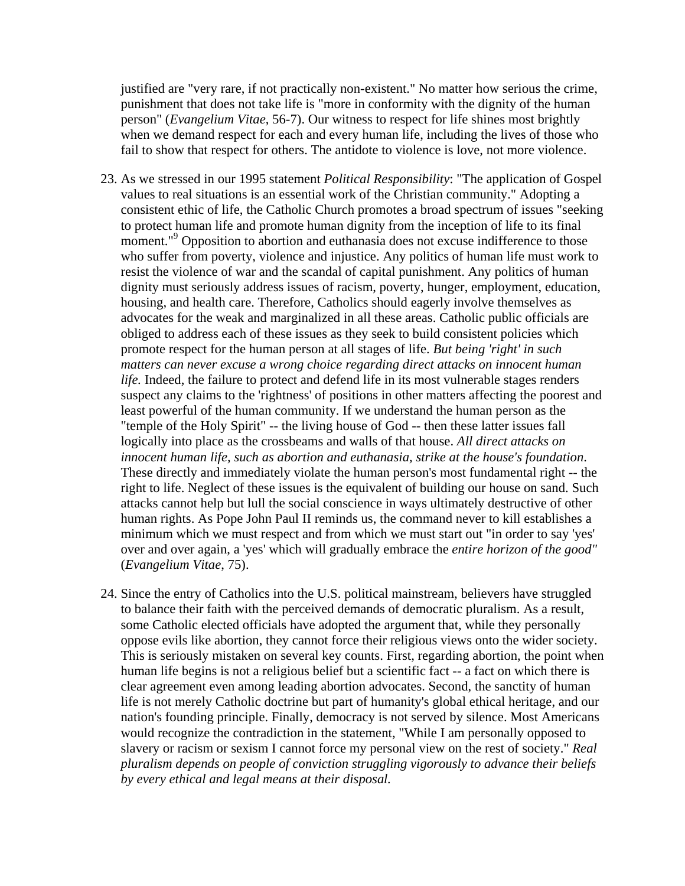justified are "very rare, if not practically non-existent." No matter how serious the crime, punishment that does not take life is "more in conformity with the dignity of the human person" (*Evangelium Vitae*, 56-7). Our witness to respect for life shines most brightly when we demand respect for each and every human life, including the lives of those who fail to show that respect for others. The antidote to violence is love, not more violence.

23. As we stressed in our 1995 statement *Political Responsibility*: "The application of Gospel values to real situations is an essential work of the Christian community." Adopting a consistent ethic of life, the Catholic Church promotes a broad spectrum of issues "seeking to protect human life and promote human dignity from the inception of life to its final moment."[9] Opposition to abortion and euthanasia does not excuse indifference to those who suffer from poverty, violence and injustice. Any politics of human life must work to resist the violence of war and the scandal of capital punishment. Any politics of human dignity must seriously address issues of racism, poverty, hunger, employment, education, housing, and health care. Therefore, Catholics should eagerly involve themselves as advocates for the weak and marginalized in all these areas. Catholic public officials are obliged to address each of these issues as they seek to build consistent policies which promote respect for the human person at all stages of life. *But being 'right' in such matters can never excuse a wrong choice regarding direct attacks on innocent human life.* Indeed, the failure to protect and defend life in its most vulnerable stages renders suspect any claims to the 'rightness' of positions in other matters affecting the poorest and least powerful of the human community. If we understand the human person as the "temple of the Holy Spirit" -- the living house of God -- then these latter issues fall logically into place as the crossbeams and walls of that house. *All direct attacks on innocent human life, such as abortion and euthanasia, strike at the house's foundation*. These directly and immediately violate the human person's most fundamental right -- the right to life. Neglect of these issues is the equivalent of building our house on sand. Such attacks cannot help but lull the social conscience in ways ultimately destructive of other human rights. As Pope John Paul II reminds us, the command never to kill establishes a minimum which we must respect and from which we must start out "in order to say 'yes' over and over again, a 'yes' which will gradually embrace the *entire horizon of the good"* (*Evangelium Vitae*, 75).

24. Since the entry of Catholics into the U.S. political mainstream, believers have struggled to balance their faith with the perceived demands of democratic pluralism. As a result, some Catholic elected officials have adopted the argument that, while they personally oppose evils like abortion, they cannot force their religious views onto the wider society. This is seriously mistaken on several key counts. First, regarding abortion, the point when human life begins is not a religious belief but a scientific fact -- a fact on which there is clear agreement even among leading abortion advocates. Second, the sanctity of human life is not merely Catholic doctrine but part of humanity's global ethical heritage, and our nation's founding principle. Finally, democracy is not served by silence. Most Americans would recognize the contradiction in the statement, "While I am personally opposed to slavery or racism or sexism I cannot force my personal view on the rest of society." *Real pluralism depends on people of conviction struggling vigorously to advance their beliefs by every ethical and legal means at their disposal.*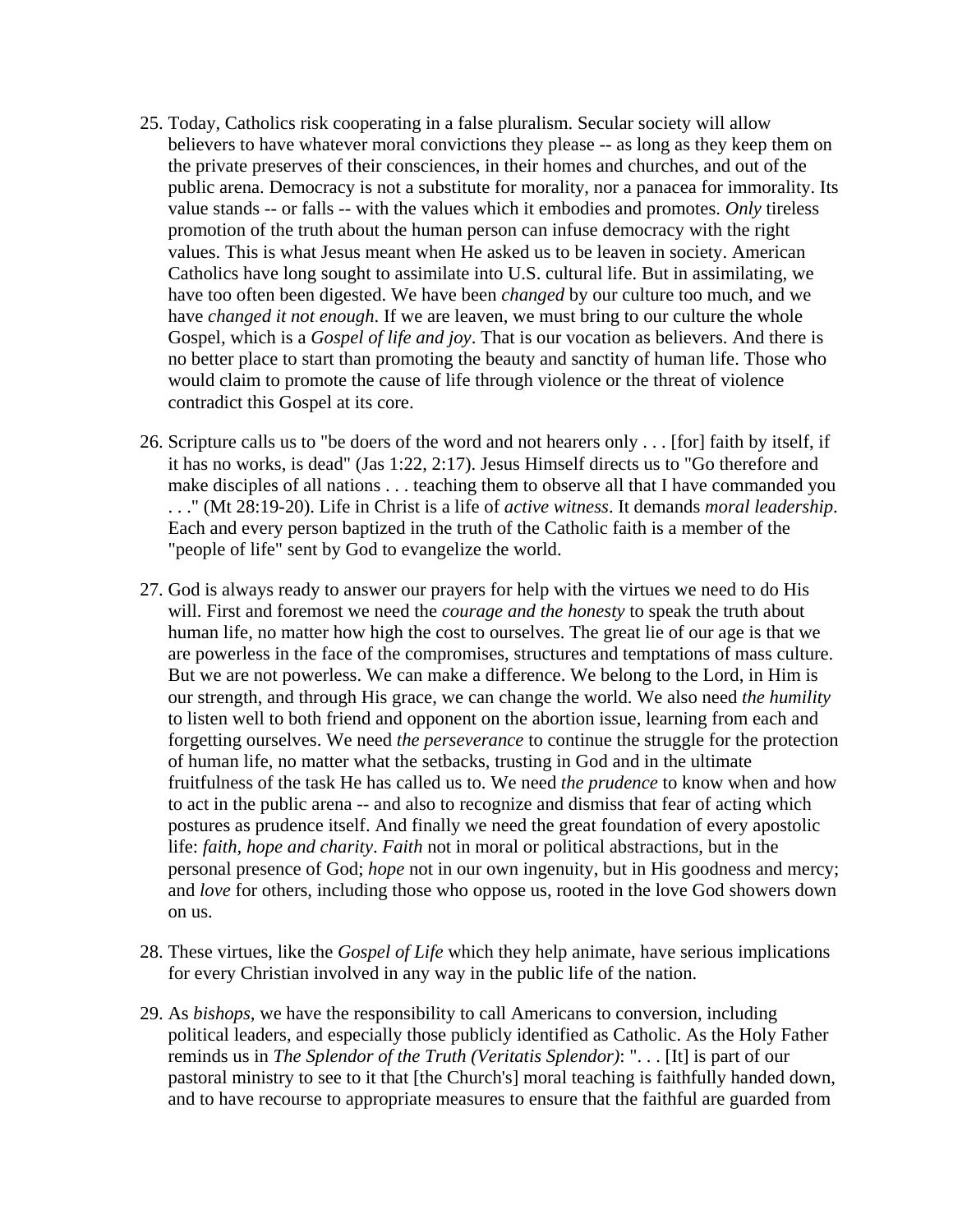25. Today, Catholics risk cooperating in a false pluralism. Secular society will allow believers to have whatever moral convictions they please -- as long as they keep them on the private preserves of their consciences, in their homes and churches, and out of the public arena. Democracy is not a substitute for morality, nor a panacea for immorality. Its value stands -- or falls -- with the values which it embodies and promotes. *Only* tireless promotion of the truth about the human person can infuse democracy with the right values. This is what Jesus meant when He asked us to be leaven in society. American Catholics have long sought to assimilate into U.S. cultural life. But in assimilating, we have too often been digested. We have been *changed* by our culture too much, and we have *changed it not enough*. If we are leaven, we must bring to our culture the whole Gospel, which is a *Gospel of life and joy*. That is our vocation as believers. And there is no better place to start than promoting the beauty and sanctity of human life. Those who would claim to promote the cause of life through violence or the threat of violence contradict this Gospel at its core.

26. Scripture calls us to "be doers of the word and not hearers only . . . [for] faith by itself, if it has no works, is dead" (Jas 1:22, 2:17). Jesus Himself directs us to "Go therefore and make disciples of all nations . . . teaching them to observe all that I have commanded you . . ." (Mt 28:19-20). Life in Christ is a life of *active witness*. It demands *moral leadership*. Each and every person baptized in the truth of the Catholic faith is a member of the "people of life" sent by God to evangelize the world.

27. God is always ready to answer our prayers for help with the virtues we need to do His will. First and foremost we need the *courage and the honesty* to speak the truth about human life, no matter how high the cost to ourselves. The great lie of our age is that we are powerless in the face of the compromises, structures and temptations of mass culture. But we are not powerless. We can make a difference. We belong to the Lord, in Him is our strength, and through His grace, we can change the world. We also need *the humility* to listen well to both friend and opponent on the abortion issue, learning from each and forgetting ourselves. We need *the perseverance* to continue the struggle for the protection of human life, no matter what the setbacks, trusting in God and in the ultimate fruitfulness of the task He has called us to. We need *the prudence* to know when and how to act in the public arena -- and also to recognize and dismiss that fear of acting which postures as prudence itself. And finally we need the great foundation of every apostolic life: *faith, hope and charity*. *Faith* not in moral or political abstractions, but in the personal presence of God; *hope* not in our own ingenuity, but in His goodness and mercy; and *love* for others, including those who oppose us, rooted in the love God showers down on us.

28. These virtues, like the *Gospel of Life* which they help animate, have serious implications for every Christian involved in any way in the public life of the nation.

29. As *bishops*, we have the responsibility to call Americans to conversion, including political leaders, and especially those publicly identified as Catholic. As the Holy Father reminds us in *The Splendor of the Truth (Veritatis Splendor)*: ". . . [It] is part of our pastoral ministry to see to it that [the Church's] moral teaching is faithfully handed down, and to have recourse to appropriate measures to ensure that the faithful are guarded from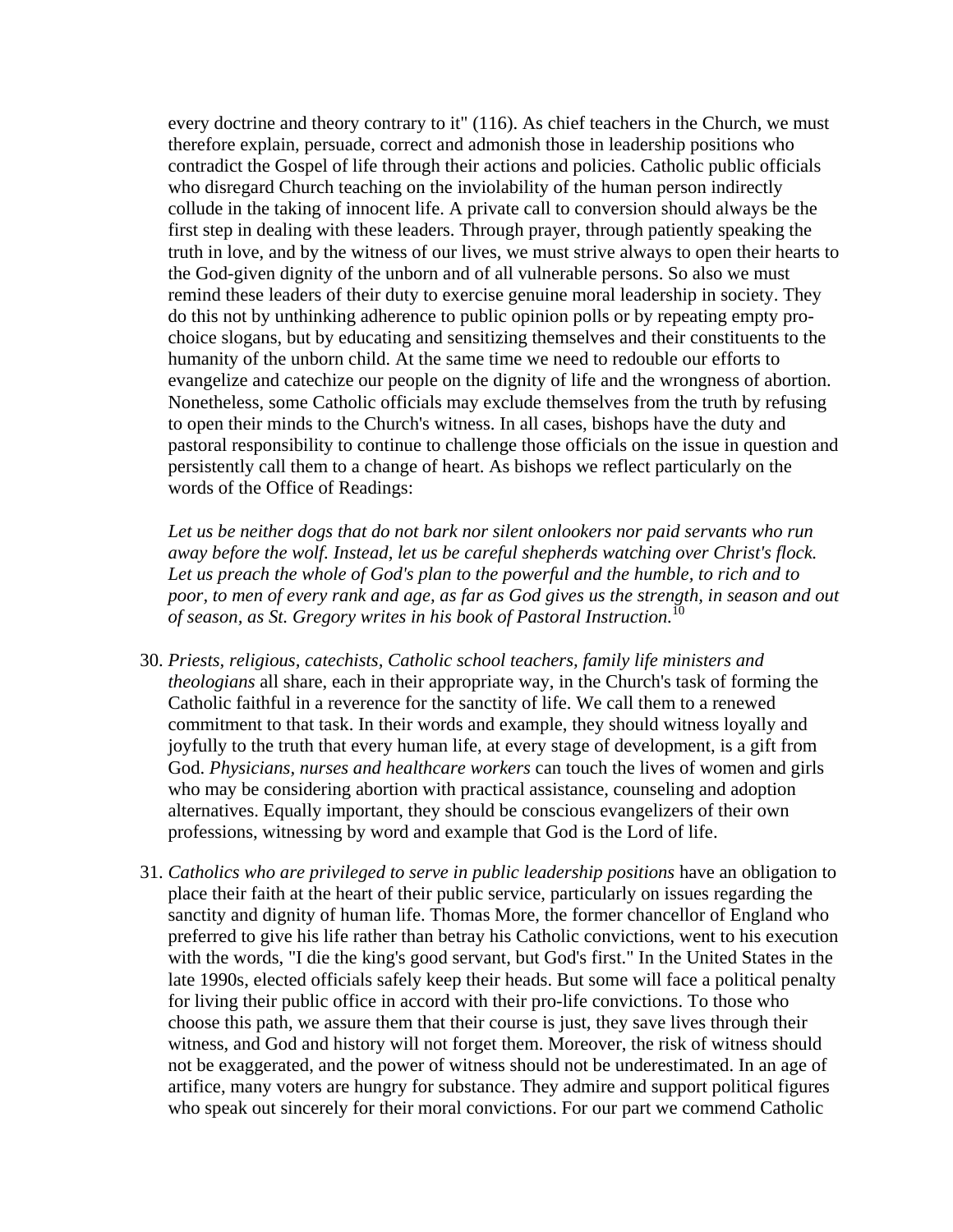every doctrine and theory contrary to it" (116). As chief teachers in the Church, we must therefore explain, persuade, correct and admonish those in leadership positions who contradict the Gospel of life through their actions and policies. Catholic public officials who disregard Church teaching on the inviolability of the human person indirectly collude in the taking of innocent life. A private call to conversion should always be the first step in dealing with these leaders. Through prayer, through patiently speaking the truth in love, and by the witness of our lives, we must strive always to open their hearts to the God-given dignity of the unborn and of all vulnerable persons. So also we must remind these leaders of their duty to exercise genuine moral leadership in society. They do this not by unthinking adherence to public opinion polls or by repeating empty pro-choice slogans, but by educating and sensitizing themselves and their constituents to the humanity of the unborn child. At the same time we need to redouble our efforts to evangelize and catechize our people on the dignity of life and the wrongness of abortion. Nonetheless, some Catholic officials may exclude themselves from the truth by refusing to open their minds to the Church's witness. In all cases, bishops have the duty and pastoral responsibility to continue to challenge those officials on the issue in question and persistently call them to a change of heart. As bishops we reflect particularly on the words of the Office of Readings:

*Let us be neither dogs that do not bark nor silent onlookers nor paid servants who run away before the wolf. Instead, let us be careful shepherds watching over Christ's flock. Let us preach the whole of God's plan to the powerful and the humble, to rich and to poor, to men of every rank and age, as far as God gives us the strength, in season and out of season, as St. Gregory writes in his book of Pastoral Instruction.*[10]

30. *Priests, religious, catechists, Catholic school teachers, family life ministers and theologians* all share, each in their appropriate way, in the Church's task of forming the Catholic faithful in a reverence for the sanctity of life. We call them to a renewed commitment to that task. In their words and example, they should witness loyally and joyfully to the truth that every human life, at every stage of development, is a gift from God. *Physicians, nurses and healthcare workers* can touch the lives of women and girls who may be considering abortion with practical assistance, counseling and adoption alternatives. Equally important, they should be conscious evangelizers of their own professions, witnessing by word and example that God is the Lord of life.

31. *Catholics who are privileged to serve in public leadership positions* have an obligation to place their faith at the heart of their public service, particularly on issues regarding the sanctity and dignity of human life. Thomas More, the former chancellor of England who preferred to give his life rather than betray his Catholic convictions, went to his execution with the words, "I die the king's good servant, but God's first." In the United States in the late 1990s, elected officials safely keep their heads. But some will face a political penalty for living their public office in accord with their pro-life convictions. To those who choose this path, we assure them that their course is just, they save lives through their witness, and God and history will not forget them. Moreover, the risk of witness should not be exaggerated, and the power of witness should not be underestimated. In an age of artifice, many voters are hungry for substance. They admire and support political figures who speak out sincerely for their moral convictions. For our part we commend Catholic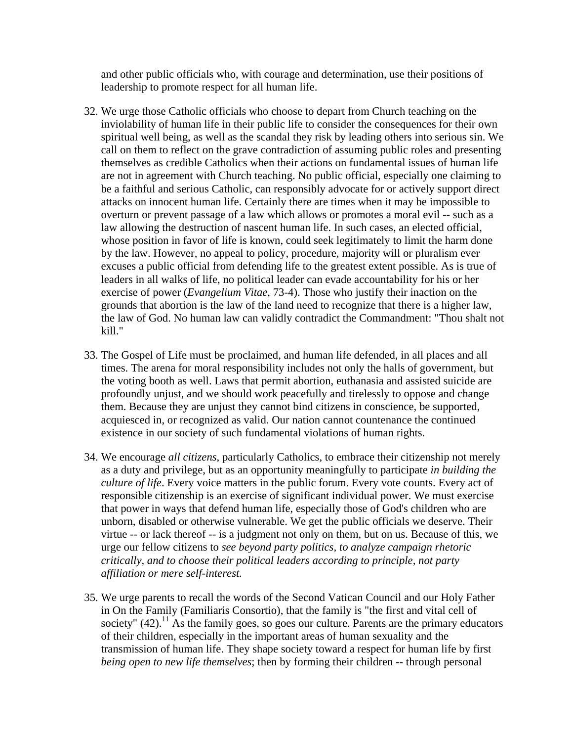and other public officials who, with courage and determination, use their positions of leadership to promote respect for all human life.

32. We urge those Catholic officials who choose to depart from Church teaching on the inviolability of human life in their public life to consider the consequences for their own spiritual well being, as well as the scandal they risk by leading others into serious sin. We call on them to reflect on the grave contradiction of assuming public roles and presenting themselves as credible Catholics when their actions on fundamental issues of human life are not in agreement with Church teaching. No public official, especially one claiming to be a faithful and serious Catholic, can responsibly advocate for or actively support direct attacks on innocent human life. Certainly there are times when it may be impossible to overturn or prevent passage of a law which allows or promotes a moral evil -- such as a law allowing the destruction of nascent human life. In such cases, an elected official, whose position in favor of life is known, could seek legitimately to limit the harm done by the law. However, no appeal to policy, procedure, majority will or pluralism ever excuses a public official from defending life to the greatest extent possible. As is true of leaders in all walks of life, no political leader can evade accountability for his or her exercise of power (*Evangelium Vitae*, 73-4). Those who justify their inaction on the grounds that abortion is the law of the land need to recognize that there is a higher law, the law of God. No human law can validly contradict the Commandment: "Thou shalt not kill."

33. The Gospel of Life must be proclaimed, and human life defended, in all places and all times. The arena for moral responsibility includes not only the halls of government, but the voting booth as well. Laws that permit abortion, euthanasia and assisted suicide are profoundly unjust, and we should work peacefully and tirelessly to oppose and change them. Because they are unjust they cannot bind citizens in conscience, be supported, acquiesced in, or recognized as valid. Our nation cannot countenance the continued existence in our society of such fundamental violations of human rights.

34. We encourage *all citizens*, particularly Catholics, to embrace their citizenship not merely as a duty and privilege, but as an opportunity meaningfully to participate *in building the culture of life*. Every voice matters in the public forum. Every vote counts. Every act of responsible citizenship is an exercise of significant individual power. We must exercise that power in ways that defend human life, especially those of God's children who are unborn, disabled or otherwise vulnerable. We get the public officials we deserve. Their virtue -- or lack thereof -- is a judgment not only on them, but on us. Because of this, we urge our fellow citizens to *see beyond party politics, to analyze campaign rhetoric critically, and to choose their political leaders according to principle, not party affiliation or mere self-interest.*

35. We urge parents to recall the words of the Second Vatican Council and our Holy Father in On the Family (Familiaris Consortio), that the family is "the first and vital cell of society" (42).[11] As the family goes, so goes our culture. Parents are the primary educators of their children, especially in the important areas of human sexuality and the transmission of human life. They shape society toward a respect for human life by first *being open to new life themselves*; then by forming their children -- through personal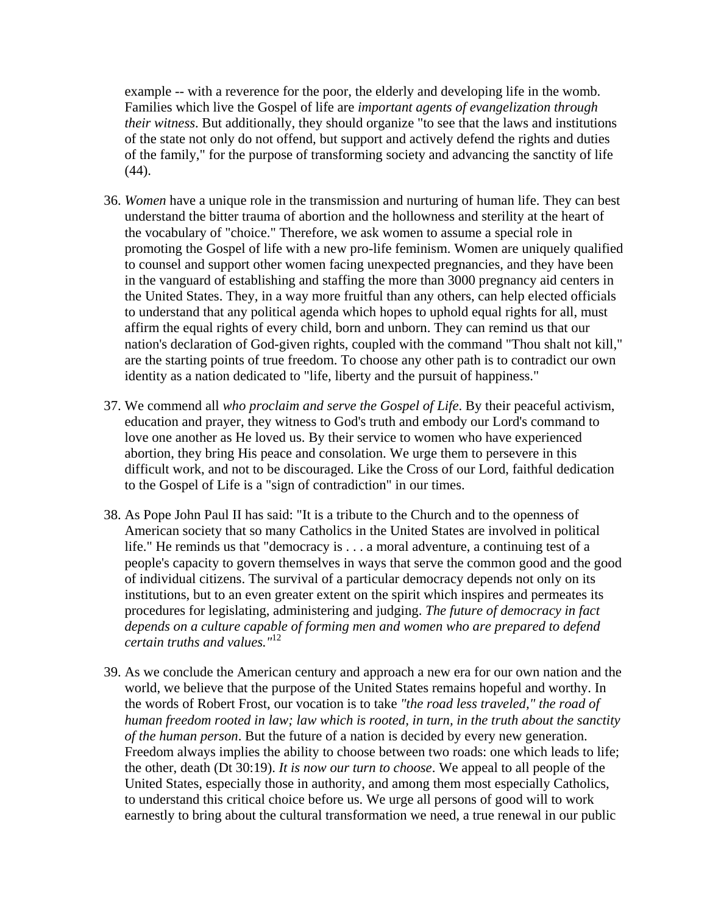example -- with a reverence for the poor, the elderly and developing life in the womb. Families which live the Gospel of life are *important agents of evangelization through their witness*. But additionally, they should organize "to see that the laws and institutions of the state not only do not offend, but support and actively defend the rights and duties of the family," for the purpose of transforming society and advancing the sanctity of life (44).

36. *Women* have a unique role in the transmission and nurturing of human life. They can best understand the bitter trauma of abortion and the hollowness and sterility at the heart of the vocabulary of "choice." Therefore, we ask women to assume a special role in promoting the Gospel of life with a new pro-life feminism. Women are uniquely qualified to counsel and support other women facing unexpected pregnancies, and they have been in the vanguard of establishing and staffing the more than 3000 pregnancy aid centers in the United States. They, in a way more fruitful than any others, can help elected officials to understand that any political agenda which hopes to uphold equal rights for all, must affirm the equal rights of every child, born and unborn. They can remind us that our nation's declaration of God-given rights, coupled with the command "Thou shalt not kill," are the starting points of true freedom. To choose any other path is to contradict our own identity as a nation dedicated to "life, liberty and the pursuit of happiness."

37. We commend all *who proclaim and serve the Gospel of Life*. By their peaceful activism, education and prayer, they witness to God's truth and embody our Lord's command to love one another as He loved us. By their service to women who have experienced abortion, they bring His peace and consolation. We urge them to persevere in this difficult work, and not to be discouraged. Like the Cross of our Lord, faithful dedication to the Gospel of Life is a "sign of contradiction" in our times.

38. As Pope John Paul II has said: "It is a tribute to the Church and to the openness of American society that so many Catholics in the United States are involved in political life." He reminds us that "democracy is . . . a moral adventure, a continuing test of a people's capacity to govern themselves in ways that serve the common good and the good of individual citizens. The survival of a particular democracy depends not only on its institutions, but to an even greater extent on the spirit which inspires and permeates its procedures for legislating, administering and judging. *The future of democracy in fact depends on a culture capable of forming men and women who are prepared to defend certain truths and values."*[12]

39. As we conclude the American century and approach a new era for our own nation and the world, we believe that the purpose of the United States remains hopeful and worthy. In the words of Robert Frost, our vocation is to take *"the road less traveled," the road of human freedom rooted in law; law which is rooted, in turn, in the truth about the sanctity of the human person*. But the future of a nation is decided by every new generation. Freedom always implies the ability to choose between two roads: one which leads to life; the other, death (Dt 30:19). *It is now our turn to choose*. We appeal to all people of the United States, especially those in authority, and among them most especially Catholics, to understand this critical choice before us. We urge all persons of good will to work earnestly to bring about the cultural transformation we need, a true renewal in our public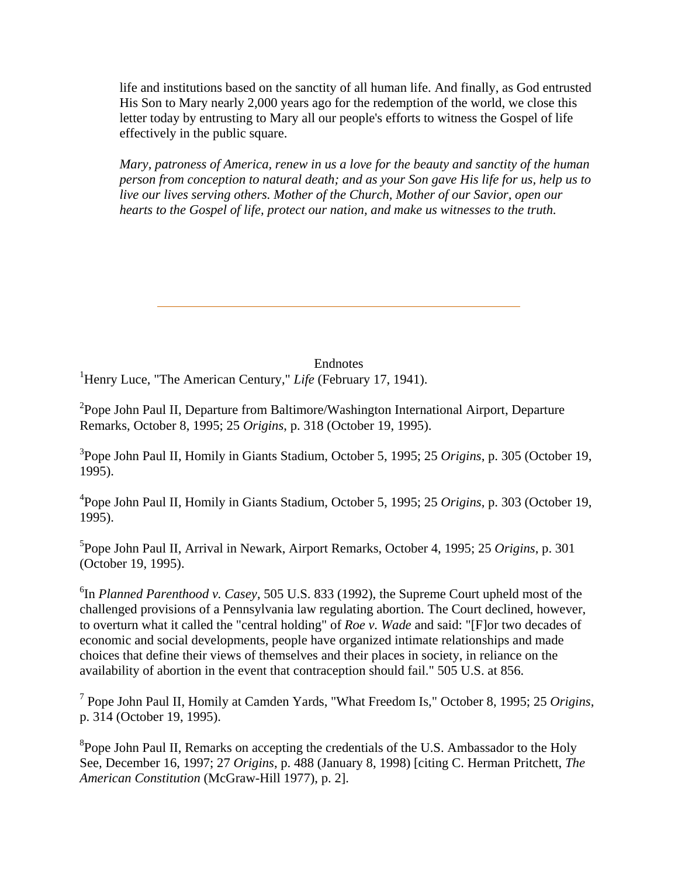life and institutions based on the sanctity of all human life. And finally, as God entrusted His Son to Mary nearly 2,000 years ago for the redemption of the world, we close this letter today by entrusting to Mary all our people's efforts to witness the Gospel of life effectively in the public square.

*Mary, patroness of America, renew in us a love for the beauty and sanctity of the human person from conception to natural death; and as your Son gave His life for us, help us to live our lives serving others. Mother of the Church, Mother of our Savior, open our hearts to the Gospel of life, protect our nation, and make us witnesses to the truth.*

---

Endnotes

[1]Henry Luce, "The American Century," *Life* (February 17, 1941).

[2]Pope John Paul II, Departure from Baltimore/Washington International Airport, Departure Remarks, October 8, 1995; 25 *Origins*, p. 318 (October 19, 1995).

[3]Pope John Paul II, Homily in Giants Stadium, October 5, 1995; 25 *Origins*, p. 305 (October 19, 1995).

[4]Pope John Paul II, Homily in Giants Stadium, October 5, 1995; 25 *Origins*, p. 303 (October 19, 1995).

[5]Pope John Paul II, Arrival in Newark, Airport Remarks, October 4, 1995; 25 *Origins*, p. 301 (October 19, 1995).

[6]In *Planned Parenthood v. Casey*, 505 U.S. 833 (1992), the Supreme Court upheld most of the challenged provisions of a Pennsylvania law regulating abortion. The Court declined, however, to overturn what it called the "central holding" of *Roe v. Wade* and said: "[F]or two decades of economic and social developments, people have organized intimate relationships and made choices that define their views of themselves and their places in society, in reliance on the availability of abortion in the event that contraception should fail." 505 U.S. at 856.

[7] Pope John Paul II, Homily at Camden Yards, "What Freedom Is," October 8, 1995; 25 *Origins*, p. 314 (October 19, 1995).

[8]Pope John Paul II, Remarks on accepting the credentials of the U.S. Ambassador to the Holy See, December 16, 1997; 27 *Origins*, p. 488 (January 8, 1998) [citing C. Herman Pritchett, *The American Constitution* (McGraw-Hill 1977), p. 2].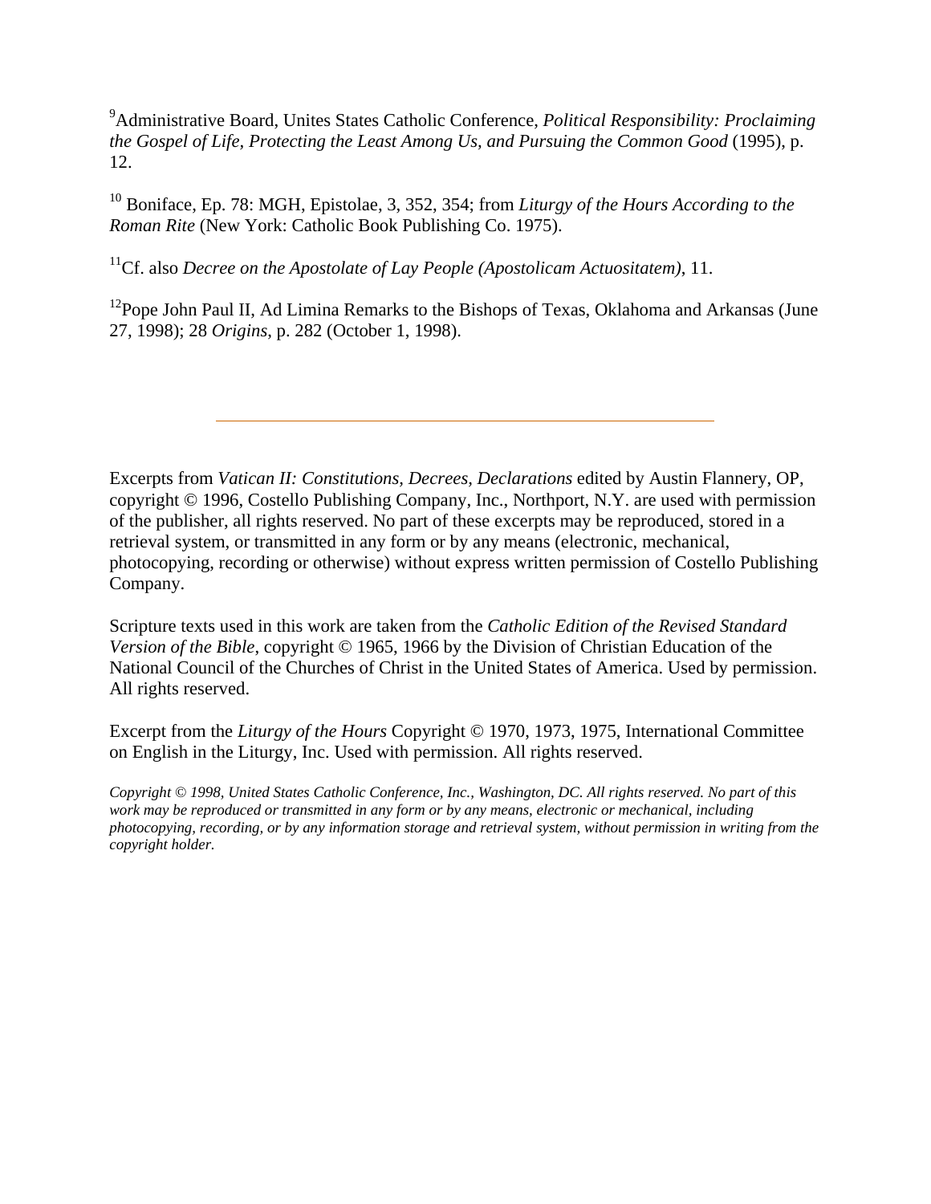[9]Administrative Board, Unites States Catholic Conference, *Political Responsibility: Proclaiming the Gospel of Life, Protecting the Least Among Us, and Pursuing the Common Good* (1995), p. 12.

[10] Boniface, Ep. 78: MGH, Epistolae, 3, 352, 354; from *Liturgy of the Hours According to the Roman Rite* (New York: Catholic Book Publishing Co. 1975).

[11]Cf. also *Decree on the Apostolate of Lay People (Apostolicam Actuositatem)*, 11.

[12]Pope John Paul II, Ad Limina Remarks to the Bishops of Texas, Oklahoma and Arkansas (June 27, 1998); 28 *Origins*, p. 282 (October 1, 1998).

---

Excerpts from *Vatican II: Constitutions, Decrees, Declarations* edited by Austin Flannery, OP, copyright © 1996, Costello Publishing Company, Inc., Northport, N.Y. are used with permission of the publisher, all rights reserved. No part of these excerpts may be reproduced, stored in a retrieval system, or transmitted in any form or by any means (electronic, mechanical, photocopying, recording or otherwise) without express written permission of Costello Publishing Company.

Scripture texts used in this work are taken from the *Catholic Edition of the Revised Standard Version of the Bible*, copyright © 1965, 1966 by the Division of Christian Education of the National Council of the Churches of Christ in the United States of America. Used by permission. All rights reserved.

Excerpt from the *Liturgy of the Hours* Copyright © 1970, 1973, 1975, International Committee on English in the Liturgy, Inc. Used with permission. All rights reserved.

*Copyright © 1998, United States Catholic Conference, Inc., Washington, DC. All rights reserved. No part of this work may be reproduced or transmitted in any form or by any means, electronic or mechanical, including photocopying, recording, or by any information storage and retrieval system, without permission in writing from the copyright holder.*